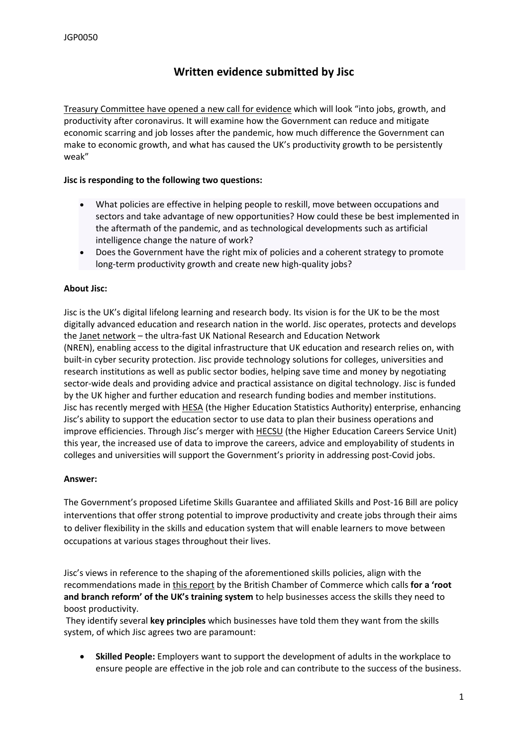JGP0050

# Written evidence submitted by Jisc

Treasury Committee have opened a new call for evidence which will look "into jobs, growth, and productivity after coronavirus. It will examine how the Government can reduce and mitigate economic scarring and job losses after the pandemic, how much difference the Government can make to economic growth, and what has caused the UK's productivity growth to be persistently weak"

**Jisc is responding to the following two questions:**

- What policies are effective in helping people to reskill, move between occupations and sectors and take advantage of new opportunities? How could these be best implemented in the aftermath of the pandemic, and as technological developments such as artificial intelligence change the nature of work?
- Does the Government have the right mix of policies and a coherent strategy to promote long-term productivity growth and create new high-quality jobs?

**About Jisc:**

Jisc is the UK's digital lifelong learning and research body. Its vision is for the UK to be the most digitally advanced education and research nation in the world. Jisc operates, protects and develops the Janet network – the ultra-fast UK National Research and Education Network (NREN), enabling access to the digital infrastructure that UK education and research relies on, with built-in cyber security protection. Jisc provide technology solutions for colleges, universities and research institutions as well as public sector bodies, helping save time and money by negotiating sector-wide deals and providing advice and practical assistance on digital technology. Jisc is funded by the UK higher and further education and research funding bodies and member institutions. Jisc has recently merged with HESA (the Higher Education Statistics Authority) enterprise, enhancing Jisc's ability to support the education sector to use data to plan their business operations and improve efficiencies. Through Jisc's merger with HECSU (the Higher Education Careers Service Unit) this year, the increased use of data to improve the careers, advice and employability of students in colleges and universities will support the Government's priority in addressing post-Covid jobs.

**Answer:**

The Government's proposed Lifetime Skills Guarantee and affiliated Skills and Post-16 Bill are policy interventions that offer strong potential to improve productivity and create jobs through their aims to deliver flexibility in the skills and education system that will enable learners to move between occupations at various stages throughout their lives.

Jisc's views in reference to the shaping of the aforementioned skills policies, align with the recommendations made in this report by the British Chamber of Commerce which calls **for a 'root and branch reform' of the UK's training system** to help businesses access the skills they need to boost productivity.

They identify several **key principles** which businesses have told them they want from the skills system, of which Jisc agrees two are paramount:

- **Skilled People:** Employers want to support the development of adults in the workplace to ensure people are effective in the job role and can contribute to the success of the business.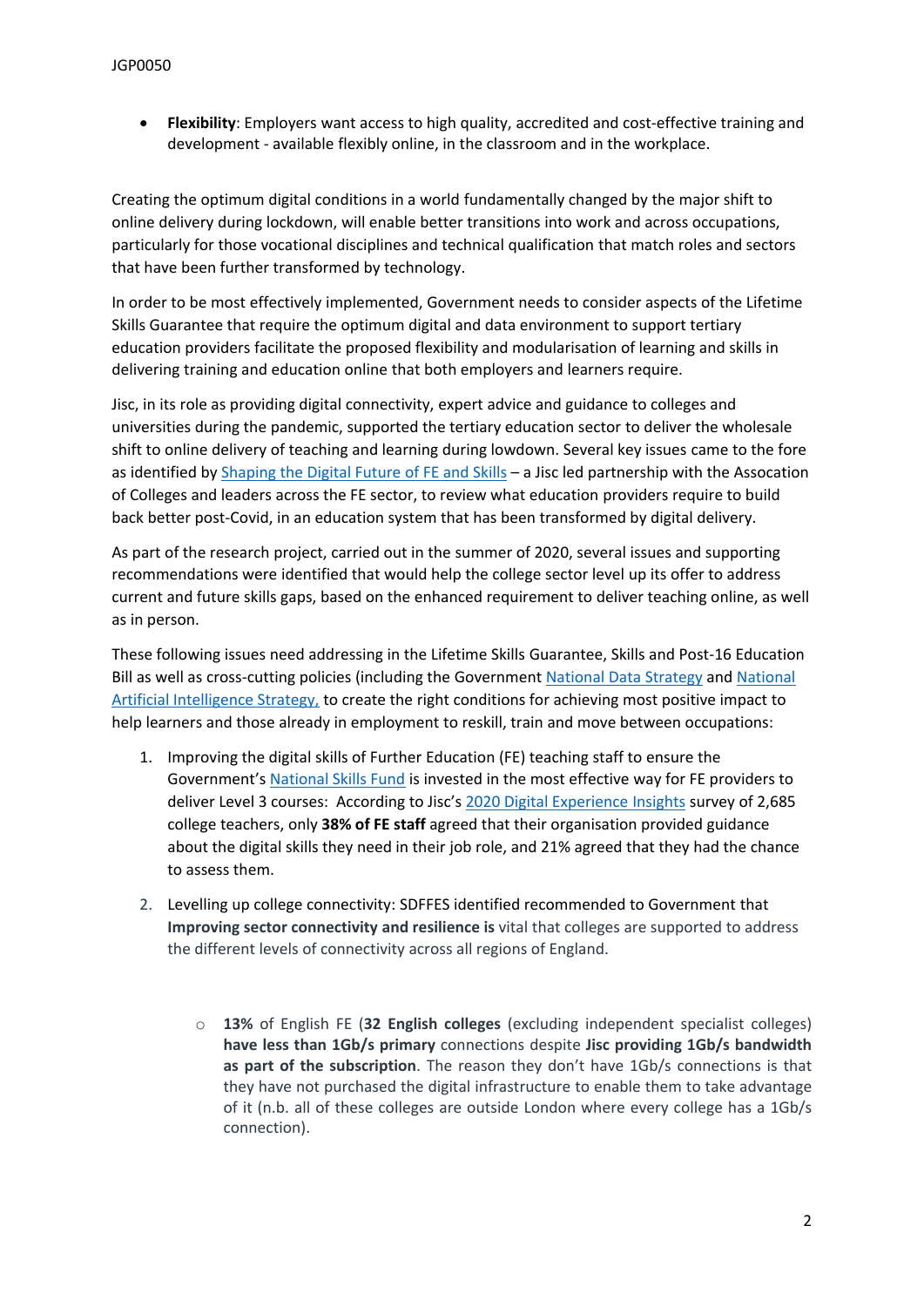- **Flexibility**: Employers want access to high quality, accredited and cost-effective training and development - available flexibly online, in the classroom and in the workplace.

Creating the optimum digital conditions in a world fundamentally changed by the major shift to online delivery during lockdown, will enable better transitions into work and across occupations, particularly for those vocational disciplines and technical qualification that match roles and sectors that have been further transformed by technology.

In order to be most effectively implemented, Government needs to consider aspects of the Lifetime Skills Guarantee that require the optimum digital and data environment to support tertiary education providers facilitate the proposed flexibility and modularisation of learning and skills in delivering training and education online that both employers and learners require.

Jisc, in its role as providing digital connectivity, expert advice and guidance to colleges and universities during the pandemic, supported the tertiary education sector to deliver the wholesale shift to online delivery of teaching and learning during lowdown. Several key issues came to the fore as identified by Shaping the Digital Future of FE and Skills – a Jisc led partnership with the Assocation of Colleges and leaders across the FE sector, to review what education providers require to build back better post-Covid, in an education system that has been transformed by digital delivery.

As part of the research project, carried out in the summer of 2020, several issues and supporting recommendations were identified that would help the college sector level up its offer to address current and future skills gaps, based on the enhanced requirement to deliver teaching online, as well as in person.

These following issues need addressing in the Lifetime Skills Guarantee, Skills and Post-16 Education Bill as well as cross-cutting policies (including the Government National Data Strategy and National Artificial Intelligence Strategy, to create the right conditions for achieving most positive impact to help learners and those already in employment to reskill, train and move between occupations:

1. Improving the digital skills of Further Education (FE) teaching staff to ensure the Government's National Skills Fund is invested in the most effective way for FE providers to deliver Level 3 courses: According to Jisc's 2020 Digital Experience Insights survey of 2,685 college teachers, only **38% of FE staff** agreed that their organisation provided guidance about the digital skills they need in their job role, and 21% agreed that they had the chance to assess them.

2. Levelling up college connectivity: SDFFES identified recommended to Government that **Improving sector connectivity and resilience is** vital that colleges are supported to address the different levels of connectivity across all regions of England.

    - **13%** of English FE (**32 English colleges** (excluding independent specialist colleges) **have less than 1Gb/s primary** connections despite **Jisc providing 1Gb/s bandwidth as part of the subscription**. The reason they don't have 1Gb/s connections is that they have not purchased the digital infrastructure to enable them to take advantage of it (n.b. all of these colleges are outside London where every college has a 1Gb/s connection).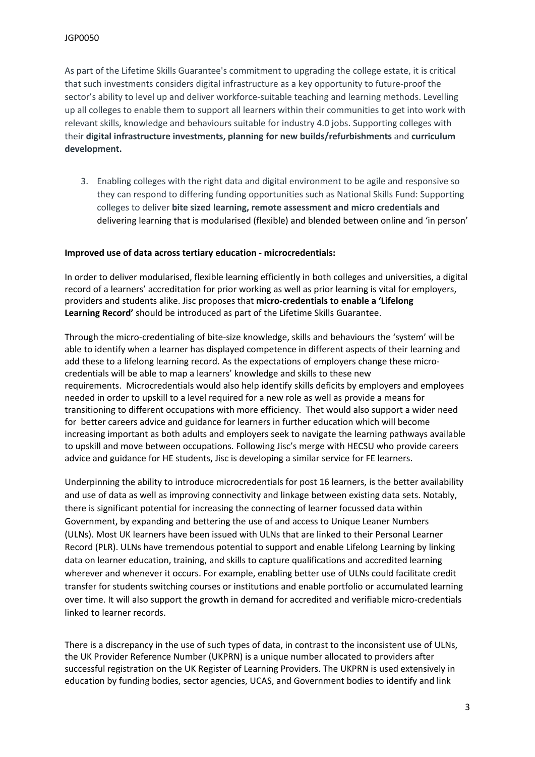As part of the Lifetime Skills Guarantee's commitment to upgrading the college estate, it is critical that such investments considers digital infrastructure as a key opportunity to future-proof the sector's ability to level up and deliver workforce-suitable teaching and learning methods. Levelling up all colleges to enable them to support all learners within their communities to get into work with relevant skills, knowledge and behaviours suitable for industry 4.0 jobs. Supporting colleges with their **digital infrastructure investments, planning for new builds/refurbishments** and **curriculum development.**

3. Enabling colleges with the right data and digital environment to be agile and responsive so they can respond to differing funding opportunities such as National Skills Fund: Supporting colleges to deliver **bite sized learning, remote assessment and micro credentials and** delivering learning that is modularised (flexible) and blended between online and 'in person'

**Improved use of data across tertiary education - microcredentials:**

In order to deliver modularised, flexible learning efficiently in both colleges and universities, a digital record of a learners' accreditation for prior working as well as prior learning is vital for employers, providers and students alike. Jisc proposes that **micro-credentials to enable a 'Lifelong Learning Record'** should be introduced as part of the Lifetime Skills Guarantee.

Through the micro-credentialing of bite-size knowledge, skills and behaviours the 'system' will be able to identify when a learner has displayed competence in different aspects of their learning and add these to a lifelong learning record. As the expectations of employers change these micro-credentials will be able to map a learners' knowledge and skills to these new requirements. Microcredentials would also help identify skills deficits by employers and employees needed in order to upskill to a level required for a new role as well as provide a means for transitioning to different occupations with more efficiency. Thet would also support a wider need for better careers advice and guidance for learners in further education which will become increasing important as both adults and employers seek to navigate the learning pathways available to upskill and move between occupations. Following Jisc's merge with HECSU who provide careers advice and guidance for HE students, Jisc is developing a similar service for FE learners.

Underpinning the ability to introduce microcredentials for post 16 learners, is the better availability and use of data as well as improving connectivity and linkage between existing data sets. Notably, there is significant potential for increasing the connecting of learner focussed data within Government, by expanding and bettering the use of and access to Unique Leaner Numbers (ULNs). Most UK learners have been issued with ULNs that are linked to their Personal Learner Record (PLR). ULNs have tremendous potential to support and enable Lifelong Learning by linking data on learner education, training, and skills to capture qualifications and accredited learning wherever and whenever it occurs. For example, enabling better use of ULNs could facilitate credit transfer for students switching courses or institutions and enable portfolio or accumulated learning over time. It will also support the growth in demand for accredited and verifiable micro-credentials linked to learner records.

There is a discrepancy in the use of such types of data, in contrast to the inconsistent use of ULNs, the UK Provider Reference Number (UKPRN) is a unique number allocated to providers after successful registration on the UK Register of Learning Providers. The UKPRN is used extensively in education by funding bodies, sector agencies, UCAS, and Government bodies to identify and link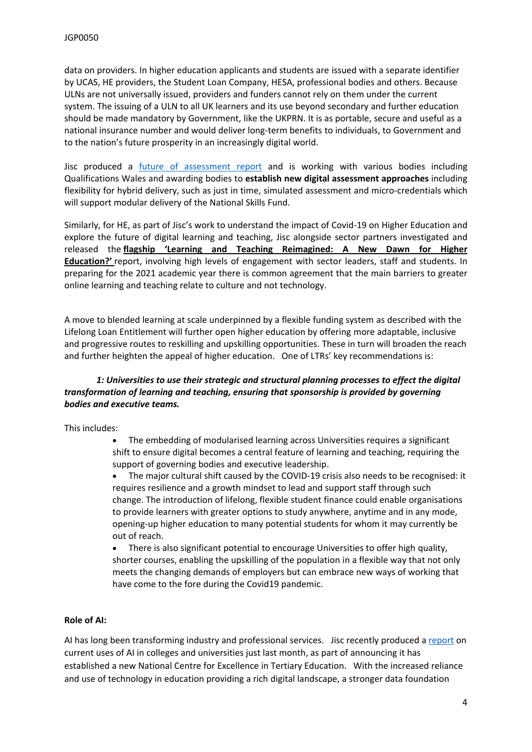data on providers. In higher education applicants and students are issued with a separate identifier by UCAS, HE providers, the Student Loan Company, HESA, professional bodies and others. Because ULNs are not universally issued, providers and funders cannot rely on them under the current system. The issuing of a ULN to all UK learners and its use beyond secondary and further education should be made mandatory by Government, like the UKPRN. It is as portable, secure and useful as a national insurance number and would deliver long-term benefits to individuals, to Government and to the nation's future prosperity in an increasingly digital world.

Jisc produced a future of assessment report and is working with various bodies including Qualifications Wales and awarding bodies to **establish new digital assessment approaches** including flexibility for hybrid delivery, such as just in time, simulated assessment and micro-credentials which will support modular delivery of the National Skills Fund.

Similarly, for HE, as part of Jisc's work to understand the impact of Covid-19 on Higher Education and explore the future of digital learning and teaching, Jisc alongside sector partners investigated and released the **flagship 'Learning and Teaching Reimagined: A New Dawn for Higher Education?'** report, involving high levels of engagement with sector leaders, staff and students. In preparing for the 2021 academic year there is common agreement that the main barriers to greater online learning and teaching relate to culture and not technology.

A move to blended learning at scale underpinned by a flexible funding system as described with the Lifelong Loan Entitlement will further open higher education by offering more adaptable, inclusive and progressive routes to reskilling and upskilling opportunities. These in turn will broaden the reach and further heighten the appeal of higher education. One of LTRs' key recommendations is:

> ***1: Universities to use their strategic and structural planning processes to effect the digital transformation of learning and teaching, ensuring that sponsorship is provided by governing bodies and executive teams.***

This includes:

- The embedding of modularised learning across Universities requires a significant shift to ensure digital becomes a central feature of learning and teaching, requiring the support of governing bodies and executive leadership.
- The major cultural shift caused by the COVID-19 crisis also needs to be recognised: it requires resilience and a growth mindset to lead and support staff through such change. The introduction of lifelong, flexible student finance could enable organisations to provide learners with greater options to study anywhere, anytime and in any mode, opening-up higher education to many potential students for whom it may currently be out of reach.
- There is also significant potential to encourage Universities to offer high quality, shorter courses, enabling the upskilling of the population in a flexible way that not only meets the changing demands of employers but can embrace new ways of working that have come to the fore during the Covid19 pandemic.

**Role of AI:**

AI has long been transforming industry and professional services. Jisc recently produced a report on current uses of AI in colleges and universities just last month, as part of announcing it has established a new National Centre for Excellence in Tertiary Education. With the increased reliance and use of technology in education providing a rich digital landscape, a stronger data foundation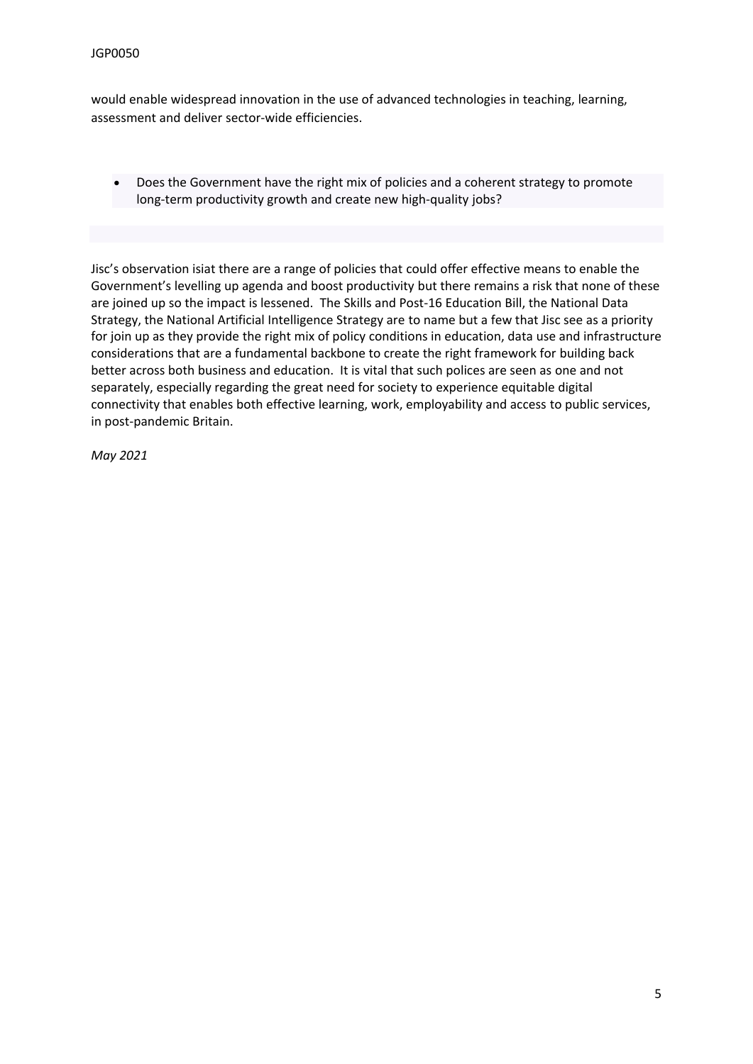would enable widespread innovation in the use of advanced technologies in teaching, learning, assessment and deliver sector-wide efficiencies.

- Does the Government have the right mix of policies and a coherent strategy to promote long-term productivity growth and create new high-quality jobs?

Jisc's observation isiat there are a range of policies that could offer effective means to enable the Government's levelling up agenda and boost productivity but there remains a risk that none of these are joined up so the impact is lessened. The Skills and Post-16 Education Bill, the National Data Strategy, the National Artificial Intelligence Strategy are to name but a few that Jisc see as a priority for join up as they provide the right mix of policy conditions in education, data use and infrastructure considerations that are a fundamental backbone to create the right framework for building back better across both business and education. It is vital that such polices are seen as one and not separately, especially regarding the great need for society to experience equitable digital connectivity that enables both effective learning, work, employability and access to public services, in post-pandemic Britain.

*May 2021*